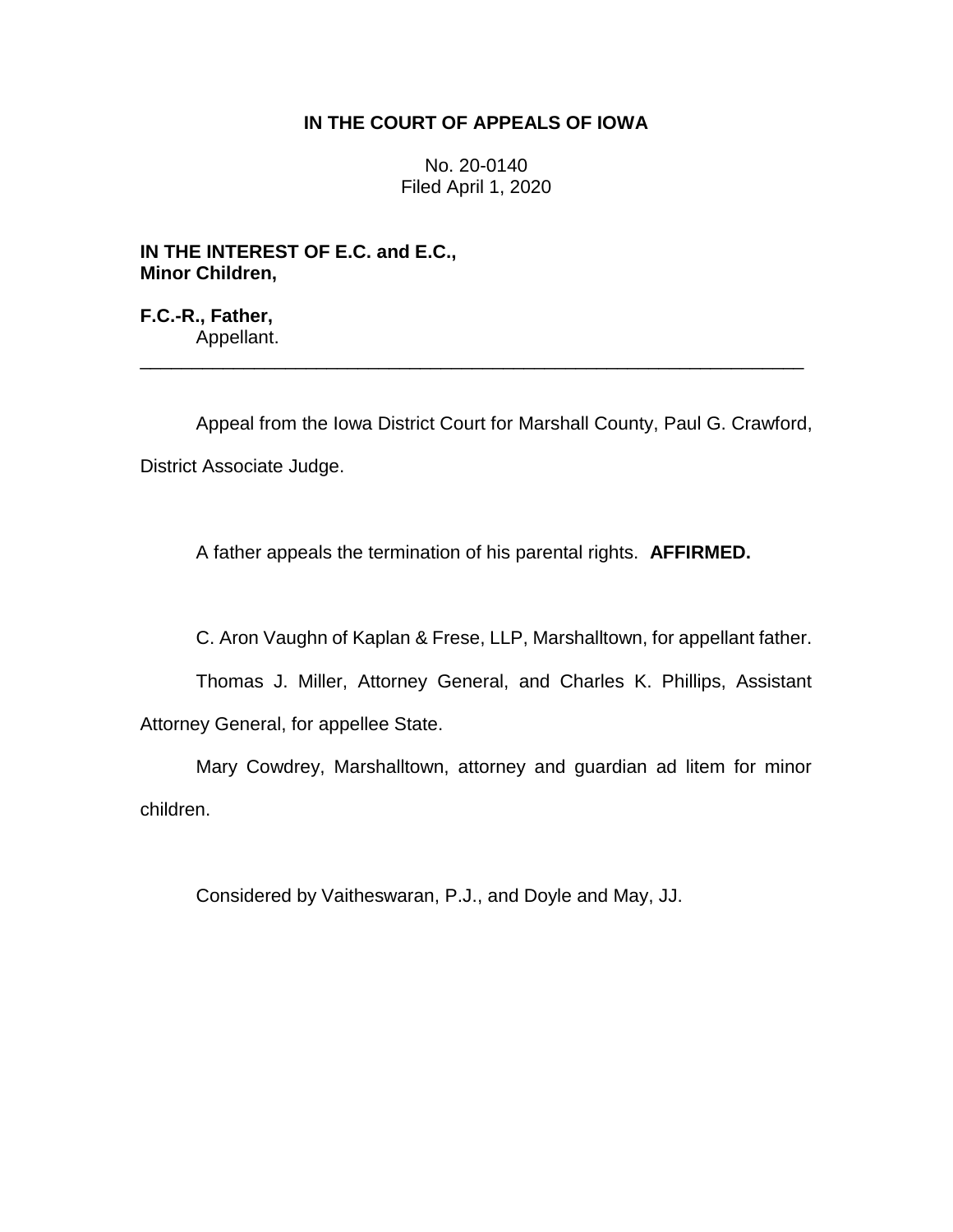**IN THE COURT OF APPEALS OF IOWA**

No. 20-0140
Filed April 1, 2020

**IN THE INTEREST OF E.C. and E.C.,**
**Minor Children,**

**F.C.-R., Father,**
Appellant.

---

Appeal from the Iowa District Court for Marshall County, Paul G. Crawford, District Associate Judge.

A father appeals the termination of his parental rights. **AFFIRMED.**

C. Aron Vaughn of Kaplan & Frese, LLP, Marshalltown, for appellant father.

Thomas J. Miller, Attorney General, and Charles K. Phillips, Assistant Attorney General, for appellee State.

Mary Cowdrey, Marshalltown, attorney and guardian ad litem for minor children.

Considered by Vaitheswaran, P.J., and Doyle and May, JJ.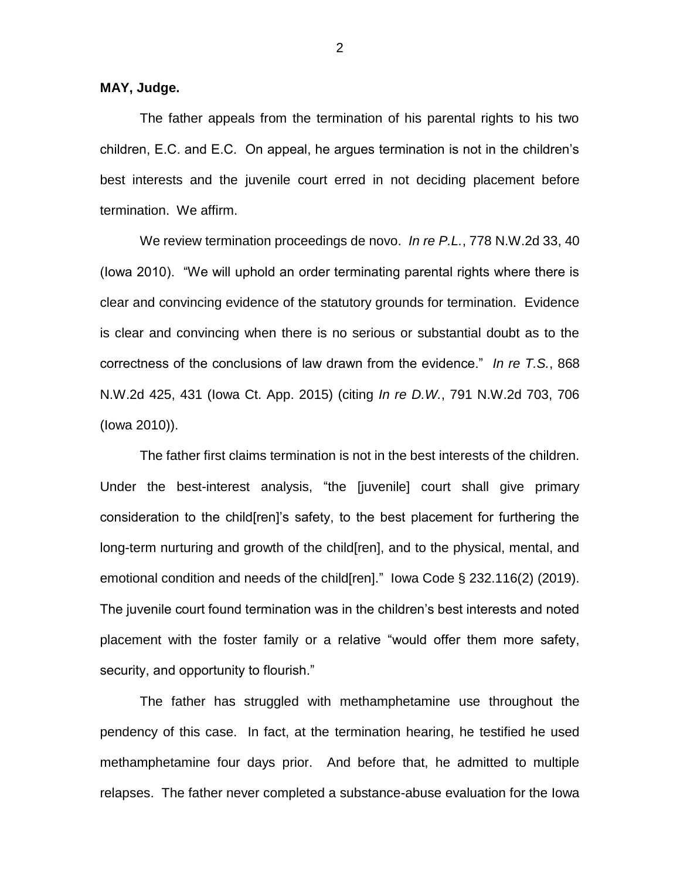**MAY, Judge.**

The father appeals from the termination of his parental rights to his two children, E.C. and E.C. On appeal, he argues termination is not in the children's best interests and the juvenile court erred in not deciding placement before termination. We affirm.

We review termination proceedings de novo. *In re P.L.*, 778 N.W.2d 33, 40 (Iowa 2010). "We will uphold an order terminating parental rights where there is clear and convincing evidence of the statutory grounds for termination. Evidence is clear and convincing when there is no serious or substantial doubt as to the correctness of the conclusions of law drawn from the evidence." *In re T.S.*, 868 N.W.2d 425, 431 (Iowa Ct. App. 2015) (citing *In re D.W.*, 791 N.W.2d 703, 706 (Iowa 2010)).

The father first claims termination is not in the best interests of the children. Under the best-interest analysis, "the [juvenile] court shall give primary consideration to the child[ren]'s safety, to the best placement for furthering the long-term nurturing and growth of the child[ren], and to the physical, mental, and emotional condition and needs of the child[ren]." Iowa Code § 232.116(2) (2019). The juvenile court found termination was in the children's best interests and noted placement with the foster family or a relative "would offer them more safety, security, and opportunity to flourish."

The father has struggled with methamphetamine use throughout the pendency of this case. In fact, at the termination hearing, he testified he used methamphetamine four days prior. And before that, he admitted to multiple relapses. The father never completed a substance-abuse evaluation for the Iowa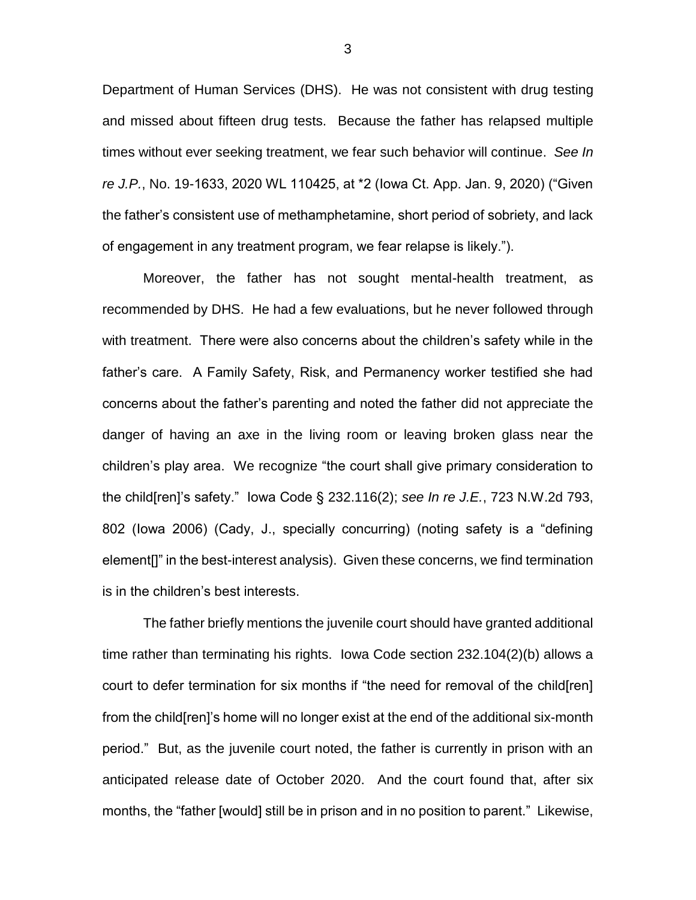Department of Human Services (DHS). He was not consistent with drug testing and missed about fifteen drug tests. Because the father has relapsed multiple times without ever seeking treatment, we fear such behavior will continue. *See In re J.P.*, No. 19-1633, 2020 WL 110425, at *2 (Iowa Ct. App. Jan. 9, 2020) ("Given the father's consistent use of methamphetamine, short period of sobriety, and lack of engagement in any treatment program, we fear relapse is likely.").

Moreover, the father has not sought mental-health treatment, as recommended by DHS. He had a few evaluations, but he never followed through with treatment. There were also concerns about the children's safety while in the father's care. A Family Safety, Risk, and Permanency worker testified she had concerns about the father's parenting and noted the father did not appreciate the danger of having an axe in the living room or leaving broken glass near the children's play area. We recognize "the court shall give primary consideration to the child[ren]'s safety." Iowa Code § 232.116(2); *see In re J.E.*, 723 N.W.2d 793, 802 (Iowa 2006) (Cady, J., specially concurring) (noting safety is a "defining element[]" in the best-interest analysis). Given these concerns, we find termination is in the children's best interests.

The father briefly mentions the juvenile court should have granted additional time rather than terminating his rights. Iowa Code section 232.104(2)(b) allows a court to defer termination for six months if "the need for removal of the child[ren] from the child[ren]'s home will no longer exist at the end of the additional six-month period." But, as the juvenile court noted, the father is currently in prison with an anticipated release date of October 2020. And the court found that, after six months, the "father [would] still be in prison and in no position to parent." Likewise,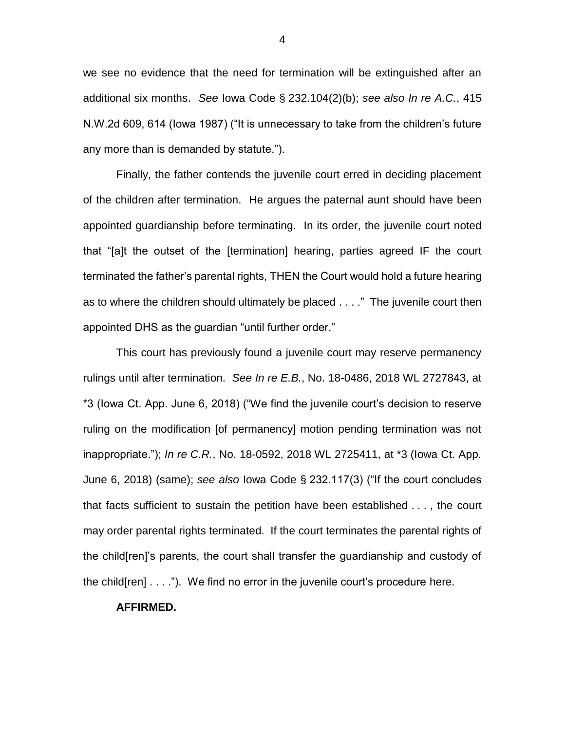we see no evidence that the need for termination will be extinguished after an additional six months. *See* Iowa Code § 232.104(2)(b); *see also In re A.C.*, 415 N.W.2d 609, 614 (Iowa 1987) ("It is unnecessary to take from the children's future any more than is demanded by statute.").

Finally, the father contends the juvenile court erred in deciding placement of the children after termination. He argues the paternal aunt should have been appointed guardianship before terminating. In its order, the juvenile court noted that "[a]t the outset of the [termination] hearing, parties agreed IF the court terminated the father's parental rights, THEN the Court would hold a future hearing as to where the children should ultimately be placed . . . ." The juvenile court then appointed DHS as the guardian "until further order."

This court has previously found a juvenile court may reserve permanency rulings until after termination. *See In re E.B.*, No. 18-0486, 2018 WL 2727843, at *3 (Iowa Ct. App. June 6, 2018) ("We find the juvenile court's decision to reserve ruling on the modification [of permanency] motion pending termination was not inappropriate."); *In re C.R.*, No. 18-0592, 2018 WL 2725411, at *3 (Iowa Ct. App. June 6, 2018) (same); *see also* Iowa Code § 232.117(3) ("If the court concludes that facts sufficient to sustain the petition have been established . . . , the court may order parental rights terminated. If the court terminates the parental rights of the child[ren]'s parents, the court shall transfer the guardianship and custody of the child[ren] . . . ."). We find no error in the juvenile court's procedure here.

**AFFIRMED.**